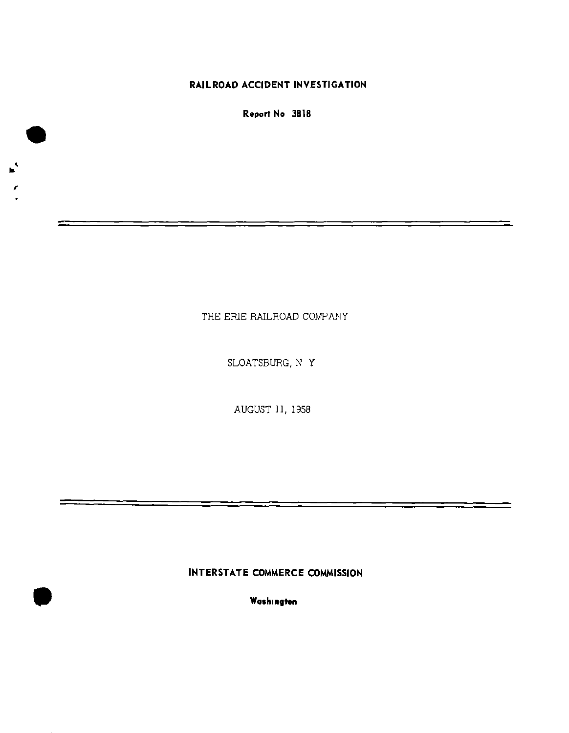# RAILROAD ACCIDENT INVESTIGATION

**Report No 3818**

---

THE ERIE RAILROAD COMPANY

SLOATSBURG, N Y

AUGUST 11, 1958

---

**INTERSTATE COMMERCE COMMISSION**

**Washington**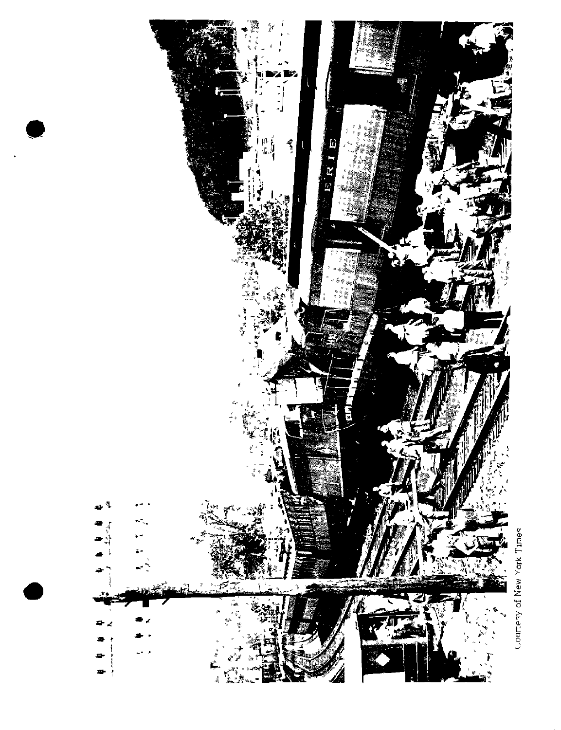Courtesy of New York Times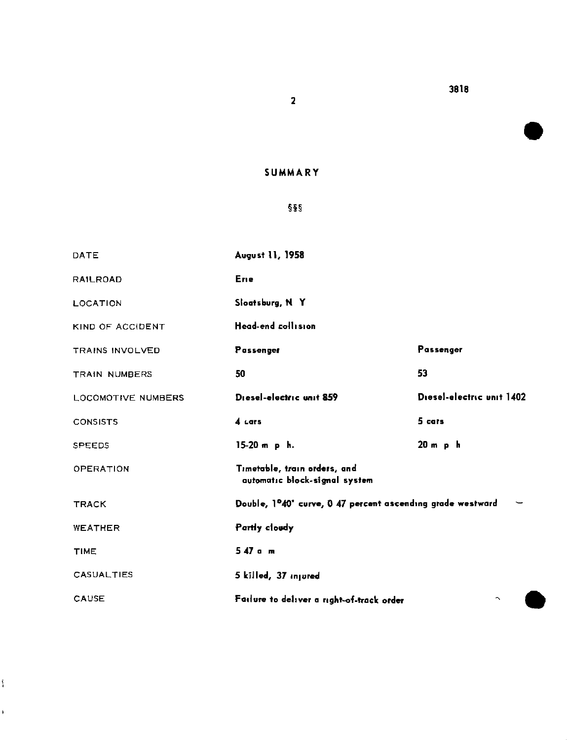3818

## SUMMARY

§§§

| | | |
|---|---|---|
| DATE | August 11, 1958 | |
| RAILROAD | Erie | |
| LOCATION | Sloatsburg, N Y | |
| KIND OF ACCIDENT | Head-end collision | |
| TRAINS INVOLVED | Passenger | Passenger |
| TRAIN NUMBERS | 50 | 53 |
| LOCOMOTIVE NUMBERS | Diesel-electric unit 859 | Diesel-electric unit 1402 |
| CONSISTS | 4 cars | 5 cars |
| SPEEDS | 15-20 m p h. | 20 m p h |
| OPERATION | Timetable, train orders, and automatic block-signal system | |
| TRACK | Double, 1°40' curve, 0 47 percent ascending grade westward | |
| WEATHER | Partly cloudy | |
| TIME | 5 47 a m | |
| CASUALTIES | 5 killed, 37 injured | |
| CAUSE | Failure to deliver a right-of-track order | |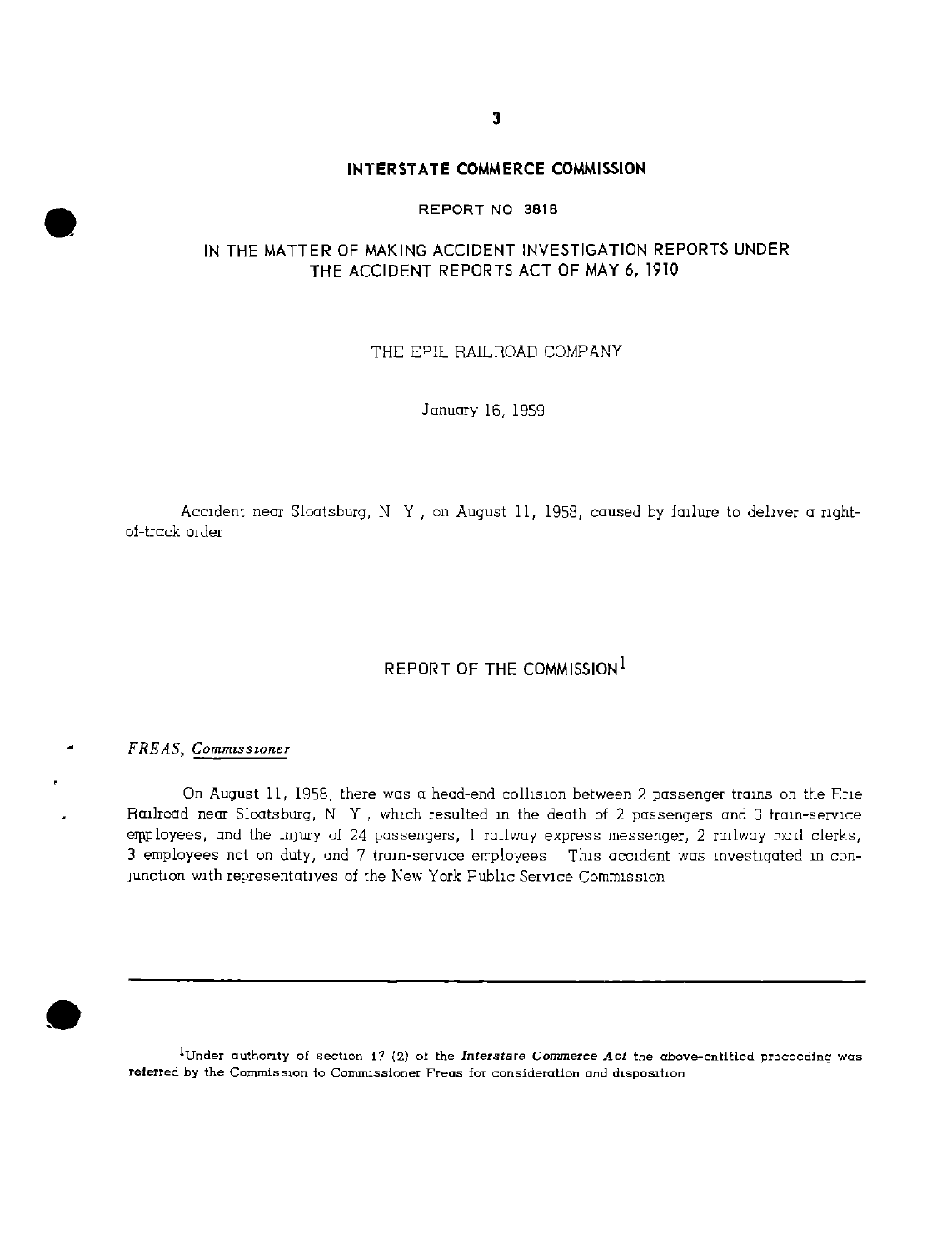## INTERSTATE COMMERCE COMMISSION

REPORT NO 3818

## IN THE MATTER OF MAKING ACCIDENT INVESTIGATION REPORTS UNDER THE ACCIDENT REPORTS ACT OF MAY 6, 1910

THE ERIE RAILROAD COMPANY

January 16, 1959

Accident near Sloatsburg, N Y, on August 11, 1958, caused by failure to deliver a right-of-track order

## REPORT OF THE COMMISSION[1]

*FREAS, Commissioner*

On August 11, 1958, there was a head-end collision between 2 passenger trains on the Erie Railroad near Sloatsburg, N Y, which resulted in the death of 2 passengers and 3 train-service employees, and the injury of 24 passengers, 1 railway express messenger, 2 railway mail clerks, 3 employees not on duty, and 7 train-service employees This accident was investigated in conjunction with representatives of the New York Public Service Commission

---

[1]Under authority of section 17 (2) of the *Interstate Commerce Act* the above-entitled proceeding was referred by the Commission to Commissioner Freas for consideration and disposition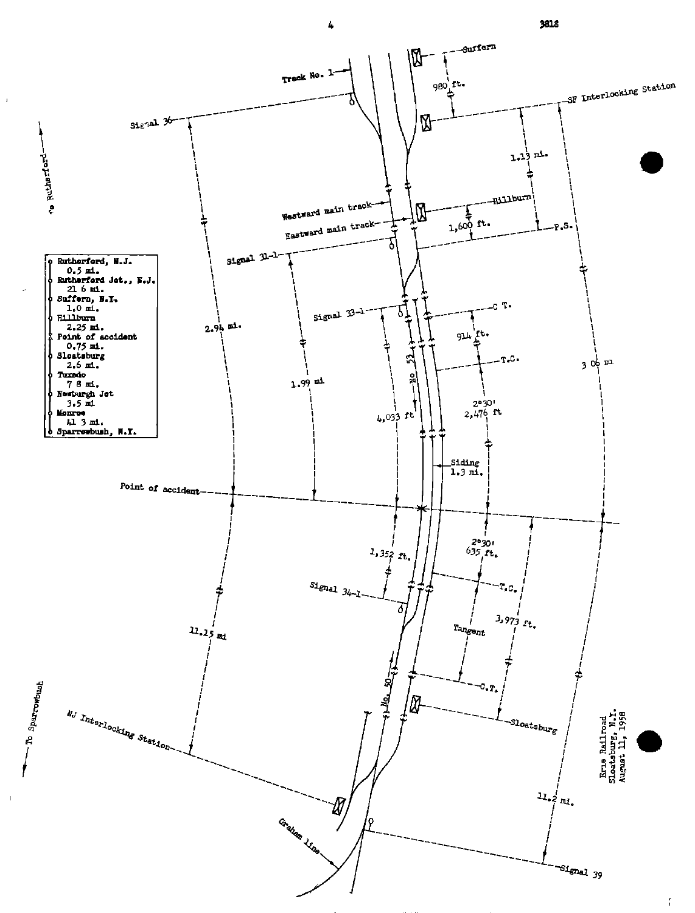| Rutherford, N.J. |
|---|
| 0.5 mi. |
| Rutherford Jct., N.J. |
| 21 6 mi. |
| Suffern, N.Y. |
| 1.0 mi. |
| Hillburn |
| 2.25 mi. |
| Point of accident |
| 0.75 mi. |
| Sloatsburg |
| 2.6 mi. |
| Tuxedo |
| 7 8 mi. |
| Newburgh Jct |
| 3.5 mi |
| Monroe |
| 41 3 mi. |
| Sparrowbush, N.Y. |

To Rutherford

Track No. 1

Signal 36

Suffern

980 ft.

SF Interlocking Station

1.13 mi.

Westward main track

Eastward main track

Hillburn

1,600 ft.

P.S.

Signal 31-1

Signal 33-1

C.T.

914 ft.

T.C.

2.94 mi.

1.99 mi

No. 53

4,033 ft

2°30'
2,476 ft

3.06 mi

Siding
1.3 mi.

Point of accident

1,352 ft.

2°30'
635 ft.

Signal 34-1

T.C.

Tangent

3,973 ft.

11.15 mi

C.T.

No. 50

Sloatsburg

To Sparrowbush

NJ Interlocking Station

11.2 mi.

Graham line

Signal 39

Erie Railroad
Sloatsburg, N.Y.
August 11, 1958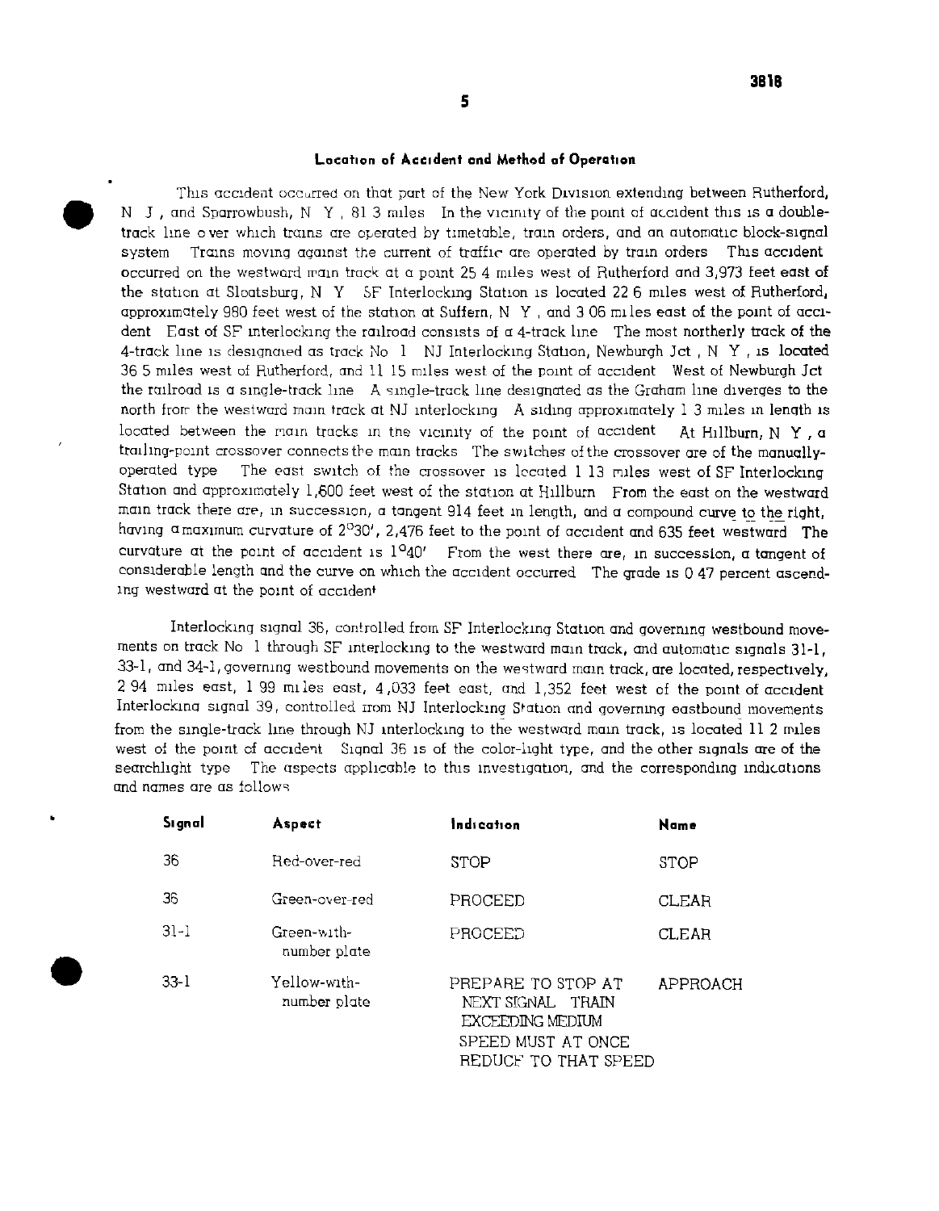## Location of Accident and Method of Operation

This accident occurred on that part of the New York Division extending between Rutherford, N J , and Sparrowbush, N Y , 81 3 miles In the vicinity of the point of accident this is a double-track line over which trains are operated by timetable, train orders, and an automatic block-signal system Trains moving against the current of traffic are operated by train orders This accident occurred on the westward main track at a point 25 4 miles west of Rutherford and 3,973 feet east of the station at Sloatsburg, N Y SF Interlocking Station is located 22 6 miles west of Rutherford, approximately 980 feet west of the station at Suffern, N Y , and 3 06 miles east of the point of accident East of SF interlocking the railroad consists of a 4-track line The most northerly track of the 4-track line is designated as track No 1 NJ Interlocking Station, Newburgh Jct , N Y , is located 36 5 miles west of Rutherford, and 11 15 miles west of the point of accident West of Newburgh Jct the railroad is a single-track line A single-track line designated as the Graham line diverges to the north from the westward main track at NJ interlocking A siding approximately 1 3 miles in length is located between the main tracks in the vicinity of the point of accident At Hillburn, N Y , a trailing-point crossover connects the main tracks The switches of the crossover are of the manually-operated type The east switch of the crossover is located 1 13 miles west of SF Interlocking Station and approximately 1,600 feet west of the station at Hillburn From the east on the westward main track there are, in succession, a tangent 914 feet in length, and a compound curve to the right, having a maximum curvature of 2°30′, 2,476 feet to the point of accident and 635 feet westward The curvature at the point of accident is 1°40′ From the west there are, in succession, a tangent of considerable length and the curve on which the accident occurred The grade is 0 47 percent ascending westward at the point of accident

Interlocking signal 36, controlled from SF Interlocking Station and governing westbound movements on track No 1 through SF interlocking to the westward main track, and automatic signals 31-1, 33-1, and 34-1, governing westbound movements on the westward main track, are located, respectively, 2 94 miles east, 1 99 miles east, 4,033 feet east, and 1,352 feet west of the point of accident Interlocking signal 39, controlled from NJ Interlocking Station and governing eastbound movements from the single-track line through NJ interlocking to the westward main track, is located 11 2 miles west of the point of accident Signal 36 is of the color-light type, and the other signals are of the searchlight type The aspects applicable to this investigation, and the corresponding indications and names are as follows

| Signal | Aspect | Indication | Name |
|---|---|---|---|
| 36 | Red-over-red | STOP | STOP |
| 36 | Green-over-red | PROCEED | CLEAR |
| 31-1 | Green-with-number plate | PROCEED | CLEAR |
| 33-1 | Yellow-with-number plate | PREPARE TO STOP AT NEXT SIGNAL TRAIN EXCEEDING MEDIUM SPEED MUST AT ONCE REDUCE TO THAT SPEED | APPROACH |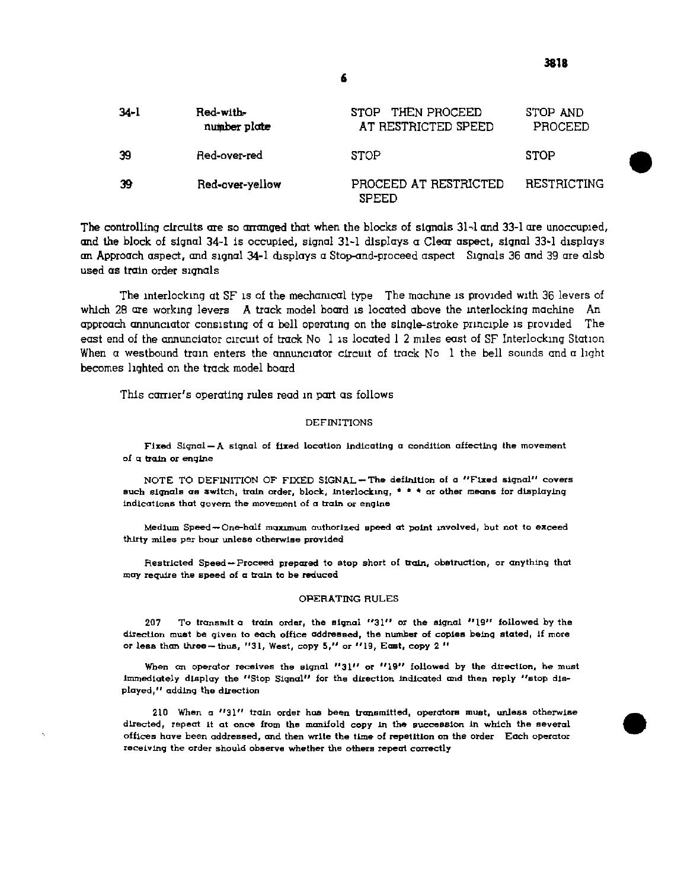| | | | |
|---|---|---|---|
| 34-1 | Red-with-number plate | STOP THEN PROCEED AT RESTRICTED SPEED | STOP AND PROCEED |
| 39 | Red-over-red | STOP | STOP |
| 39 | Red-over-yellow | PROCEED AT RESTRICTED SPEED | RESTRICTING |

The controlling circuits are so arranged that when the blocks of signals 31-1 and 33-1 are unoccupied, and the block of signal 34-1 is occupied, signal 31-1 displays a Clear aspect, signal 33-1 displays an Approach aspect, and signal 34-1 displays a Stop-and-proceed aspect Signals 36 and 39 are also used as train order signals

The interlocking at SF is of the mechanical type The machine is provided with 36 levers of which 28 are working levers A track model board is located above the interlocking machine An approach annunciator consisting of a bell operating on the single-stroke principle is provided The east end of the annunciator circuit of track No 1 is located 1 2 miles east of SF Interlocking Station When a westbound train enters the annunciator circuit of track No 1 the bell sounds and a light becomes lighted on the track model board

This carrier's operating rules read in part as follows

DEFINITIONS

**Fixed** Signal—A signal of fixed location indicating a condition affecting the movement of a train or engine

NOTE TO DEFINITION OF FIXED SIGNAL—The definition of a "Fixed signal" covers such signals as switch, train order, block, interlocking, * * * or other means for displaying indications that govern the movement of a train or engine

Medium Speed—One-half maximum authorized speed at point involved, but not to exceed thirty miles per hour unless otherwise provided

Restricted Speed—Proceed prepared to stop short of train, obstruction, or anything that may require the speed of a train to be reduced

OPERATING RULES

207 To transmit a train order, the signal "31" or the signal "19" followed by the direction must be given to each office addressed, the number of copies being stated, if more or less than three—thus, "31, West, copy 5," or "19, East, copy 2 "

When an operator receives the signal "31" or "19" followed by the direction, he must immediately display the "Stop Signal" for the direction indicated and then reply "stop displayed," adding the direction

210 When a "31" train order has been transmitted, operators must, unless otherwise directed, repeat it at once from the manifold copy in the succession in which the several offices have been addressed, and then write the time of repetition on the order Each operator receiving the order should observe whether the others repeat correctly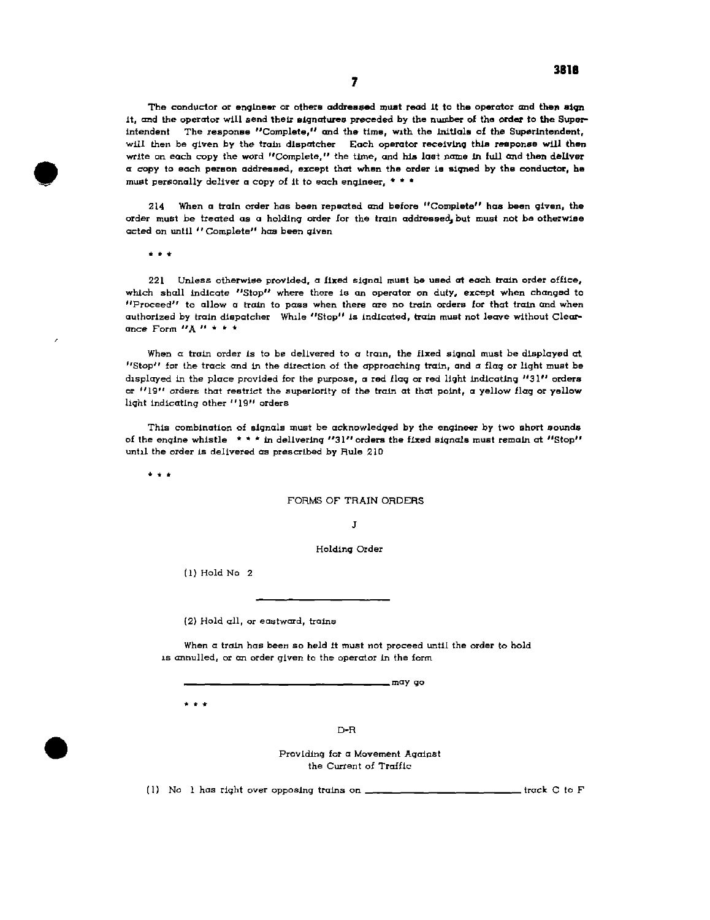The conductor or engineer or others addressed must read it to the operator and then sign it, and the operator will send their signatures preceded by the number of the order to the Superintendent The response "Complete," and the time, with the initials of the Superintendent, will then be given by the train dispatcher Each operator receiving this response will then write on each copy the word "Complete," the time, and his last name in full and then deliver a copy to each person addressed, except that when the order is signed by the conductor, he must personally deliver a copy of it to each engineer, * * *

214 When a train order has been repeated and before "Complete" has been given, the order must be treated as a holding order for the train addressed, but must not be otherwise acted on until "Complete" has been given

\* \* \*

221 Unless otherwise provided, a fixed signal must be used at each train order office, which shall indicate "Stop" where there is an operator on duty, except when changed to "Proceed" to allow a train to pass when there are no train orders for that train and when authorized by train dispatcher While "Stop" is indicated, train must not leave without Clearance Form "A" * * *

When a train order is to be delivered to a train, the fixed signal must be displayed at "Stop" for the track and in the direction of the approaching train, and a flag or light must be displayed in the place provided for the purpose, a red flag or red light indicating "31" orders or "19" orders that restrict the superiority of the train at that point, a yellow flag or yellow light indicating other "19" orders

This combination of signals must be acknowledged by the engineer by two short sounds of the engine whistle * * * in delivering "31" orders the fixed signals must remain at "Stop" until the order is delivered as prescribed by Rule 210

\* \* \*

FORMS OF TRAIN ORDERS

J

Holding Order

(1) Hold No 2

---

(2) Hold all, or eastward, trains

When a train has been so held it must not proceed until the order to hold is annulled, or an order given to the operator in the form

\_\_\_\_\_\_\_\_\_\_\_\_\_\_\_\_\_\_\_\_ may go

\* \* \*

D-R

Providing for a Movement Against the Current of Traffic

(1) No 1 has right over opposing trains on \_\_\_\_\_\_\_\_\_\_\_\_\_\_\_\_ track C to F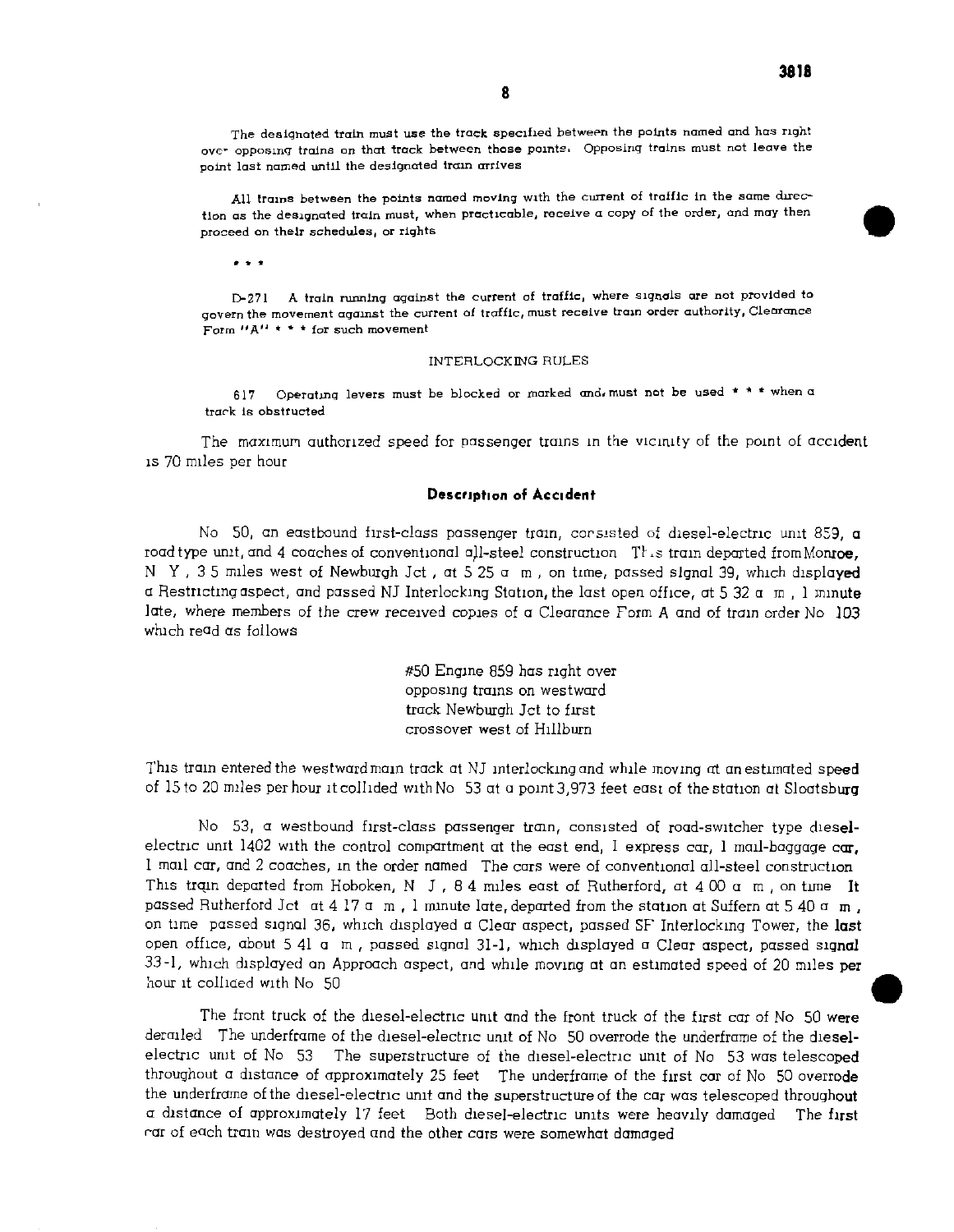The designated train must use the track specified between the points named and has right over opposing trains on that track between those points. Opposing trains must not leave the point last named until the designated train arrives

All trains between the points named moving with the current of traffic in the same direction as the designated train must, when practicable, receive a copy of the order, and may then proceed on their schedules, or rights

\* \* \*

D-271 A train running against the current of traffic, where signals are not provided to govern the movement against the current of traffic, must receive train order authority, Clearance Form "A" \* \* \* for such movement

INTERLOCKING RULES

617 Operating levers must be blocked or marked and must not be used \* \* \* when a track is obstructed

The maximum authorized speed for passenger trains in the vicinity of the point of accident is 70 miles per hour

## Description of Accident

No 50, an eastbound first-class passenger train, consisted of diesel-electric unit 859, a road type unit, and 4 coaches of conventional all-steel construction This train departed from Monroe, N Y, 3 5 miles west of Newburgh Jct, at 5 25 a m, on time, passed signal 39, which displayed a Restricting aspect, and passed NJ Interlocking Station, the last open office, at 5 32 a m, 1 minute late, where members of the crew received copies of a Clearance Form A and of train order No 103 which read as follows

> #50 Engine 859 has right over
> opposing trains on westward
> track Newburgh Jct to first
> crossover west of Hillburn

This train entered the westward main track at NJ interlocking and while moving at an estimated speed of 15 to 20 miles per hour it collided with No 53 at a point 3,973 feet east of the station at Sloatsburg

No 53, a westbound first-class passenger train, consisted of road-switcher type diesel-electric unit 1402 with the control compartment at the east end, 1 express car, 1 mail-baggage car, 1 mail car, and 2 coaches, in the order named The cars were of conventional all-steel construction This train departed from Hoboken, N J, 8 4 miles east of Rutherford, at 4 00 a m, on time It passed Rutherford Jct at 4 17 a m, 1 minute late, departed from the station at Suffern at 5 40 a m, on time passed signal 36, which displayed a Clear aspect, passed SF Interlocking Tower, the last open office, about 5 41 a m, passed signal 31-1, which displayed a Clear aspect, passed signal 33-1, which displayed an Approach aspect, and while moving at an estimated speed of 20 miles per hour it collided with No 50

The front truck of the diesel-electric unit and the front truck of the first car of No 50 were derailed The underframe of the diesel-electric unit of No 50 overrode the underframe of the diesel-electric unit of No 53 The superstructure of the diesel-electric unit of No 53 was telescoped throughout a distance of approximately 25 feet The underframe of the first car of No 50 overrode the underframe of the diesel-electric unit and the superstructure of the car was telescoped throughout a distance of approximately 17 feet Both diesel-electric units were heavily damaged The first car of each train was destroyed and the other cars were somewhat damaged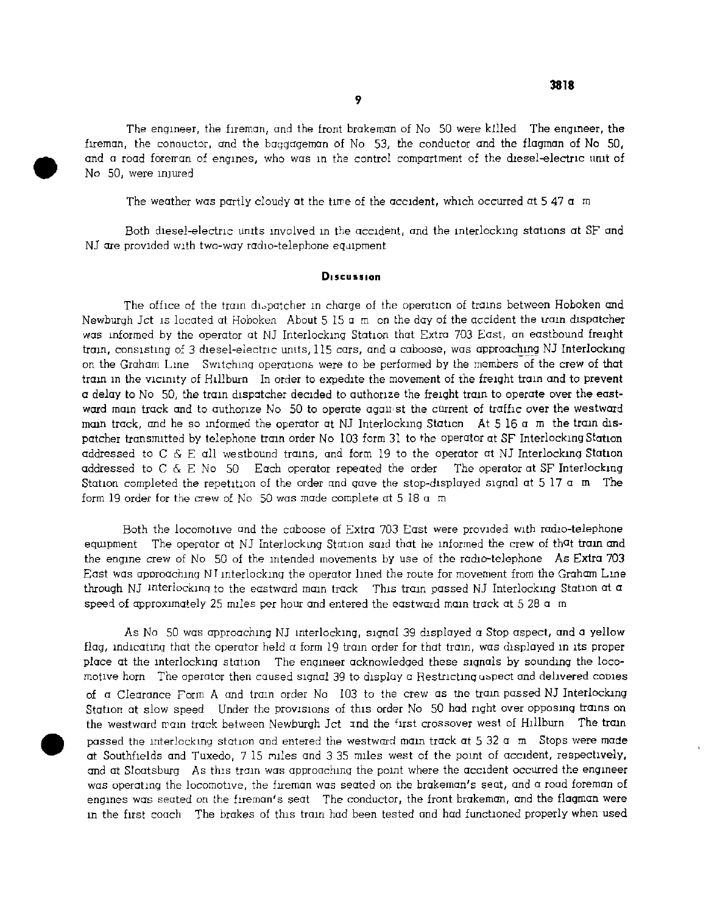The engineer, the fireman, and the front brakeman of No 50 were killed The engineer, the fireman, the conductor, and the baggageman of No 53, the conductor and the flagman of No 50, and a road foreman of engines, who was in the control compartment of the diesel-electric unit of No 50, were injured

The weather was partly cloudy at the time of the accident, which occurred at 5 47 a m

Both diesel-electric units involved in the accident, and the interlocking stations at SF and NJ are provided with two-way radio-telephone equipment

## Discussion

The office of the train dispatcher in charge of the operation of trains between Hoboken and Newburgh Jct is located at Hoboken About 5 15 a m on the day of the accident the train dispatcher was informed by the operator at NJ Interlocking Station that Extra 703 East, an eastbound freight train, consisting of 3 diesel-electric units, 115 cars, and a caboose, was approaching NJ Interlocking on the Graham Line Switching operations were to be performed by the members of the crew of that train in the vicinity of Hillburn In order to expedite the movement of the freight train and to prevent a delay to No 50, the train dispatcher decided to authorize the freight train to operate over the eastward main track and to authorize No 50 to operate against the current of traffic over the westward main track, and he so informed the operator at NJ Interlocking Station At 5 16 a m the train dispatcher transmitted by telephone train order No 103 form 31 to the operator at SF Interlocking Station addressed to C & E all westbound trains, and form 19 to the operator at NJ Interlocking Station addressed to C & E No 50 Each operator repeated the order The operator at SF Interlocking Station completed the repetition of the order and gave the stop-displayed signal at 5 17 a m The form 19 order for the crew of No 50 was made complete at 5 18 a m

Both the locomotive and the caboose of Extra 703 East were provided with radio-telephone equipment The operator at NJ Interlocking Station said that he informed the crew of that train and the engine crew of No 50 of the intended movements by use of the radio-telephone As Extra 703 East was approaching NJ interlocking the operator lined the route for movement from the Graham Line through NJ interlocking to the eastward main track This train passed NJ Interlocking Station at a speed of approximately 25 miles per hour and entered the eastward main track at 5 28 a m

As No 50 was approaching NJ interlocking, signal 39 displayed a Stop aspect, and a yellow flag, indicating that the operator held a form 19 train order for that train, was displayed in its proper place at the interlocking station The engineer acknowledged these signals by sounding the locomotive horn The operator then caused signal 39 to display a Restricting aspect and delivered copies of a Clearance Form A and train order No 103 to the crew as the train passed NJ Interlocking Station at slow speed Under the provisions of this order No 50 had right over opposing trains on the westward main track between Newburgh Jct and the first crossover west of Hillburn The train passed the interlocking station and entered the westward main track at 5 32 a m Stops were made at Southfields and Tuxedo, 7 15 miles and 3 35 miles west of the point of accident, respectively, and at Sloatsburg As this train was approaching the point where the accident occurred the engineer was operating the locomotive, the fireman was seated on the brakeman's seat, and a road foreman of engines was seated on the fireman's seat The conductor, the front brakeman, and the flagman were in the first coach The brakes of this train had been tested and had functioned properly when used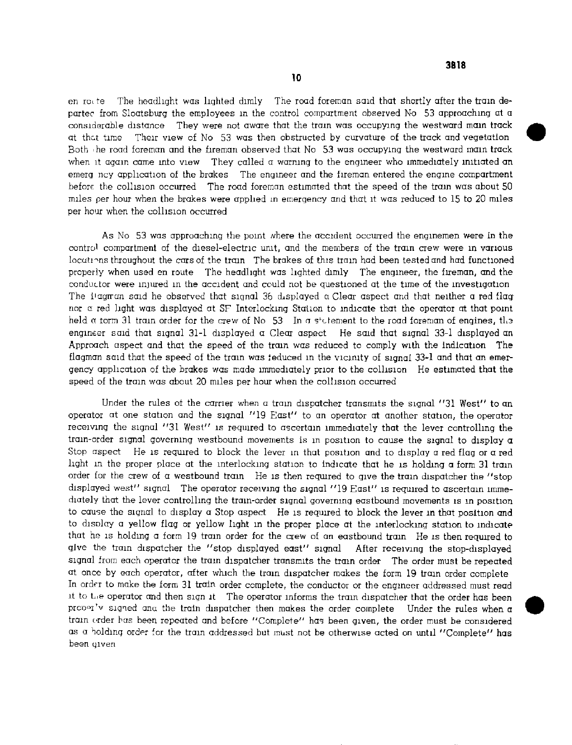en route The headlight was lighted dimly The road foreman said that shortly after the train departed from Sloatsburg the employees in the control compartment observed No 53 approaching at a considerable distance They were not aware that the train was occupying the westward main track at that time Their view of No 53 was then obstructed by curvature of the track and vegetation Both the road foreman and the fireman observed that No 53 was occupying the westward main track when it again came into view They called a warning to the engineer who immediately initiated an emergency application of the brakes The engineer and the fireman entered the engine compartment before the collision occurred The road foreman estimated that the speed of the train was about 50 miles per hour when the brakes were applied in emergency and that it was reduced to 15 to 20 miles per hour when the collision occurred

As No 53 was approaching the point where the accident occurred the enginemen were in the control compartment of the diesel-electric unit, and the members of the train crew were in various locations throughout the cars of the train The brakes of this train had been tested and had functioned properly when used en route The headlight was lighted dimly The engineer, the fireman, and the conductor were injured in the accident and could not be questioned at the time of the investigation The flagman said he observed that signal 36 displayed a Clear aspect and that neither a red flag nor a red light was displayed at SF Interlocking Station to indicate that the operator at that point held a form 31 train order for the crew of No 53 In a statement to the road foreman of engines, the engineer said that signal 31-1 displayed a Clear aspect He said that signal 33-1 displayed an Approach aspect and that the speed of the train was reduced to comply with the indication The flagman said that the speed of the train was reduced in the vicinity of signal 33-1 and that an emergency application of the brakes was made immediately prior to the collision He estimated that the speed of the train was about 20 miles per hour when the collision occurred

Under the rules of the carrier when a train dispatcher transmits the signal "31 West" to an operator at one station and the signal "19 East" to an operator at another station, the operator receiving the signal "31 West" is required to ascertain immediately that the lever controlling the train-order signal governing westbound movements is in position to cause the signal to display a Stop aspect He is required to block the lever in that position and to display a red flag or a red light in the proper place at the interlocking station to indicate that he is holding a form 31 train order for the crew of a westbound train He is then required to give the train dispatcher the "stop displayed west" signal The operator receiving the signal "19 East" is required to ascertain immediately that the lever controlling the train-order signal governing eastbound movements is in position to cause the signal to display a Stop aspect He is required to block the lever in that position and to display a yellow flag or yellow light in the proper place at the interlocking station to indicate that he is holding a form 19 train order for the crew of an eastbound train He is then required to give the train dispatcher the "stop displayed east" signal After receiving the stop-displayed signal from each operator the train dispatcher transmits the train order The order must be repeated at once by each operator, after which the train dispatcher makes the form 19 train order complete In order to make the form 31 train order complete, the conductor or the engineer addressed must read it to the operator and then sign it The operator informs the train dispatcher that the order has been properly signed and the train dispatcher then makes the order complete Under the rules when a train order has been repeated and before "Complete" has been given, the order must be considered as a holding order for the train addressed but must not be otherwise acted on until "Complete" has been given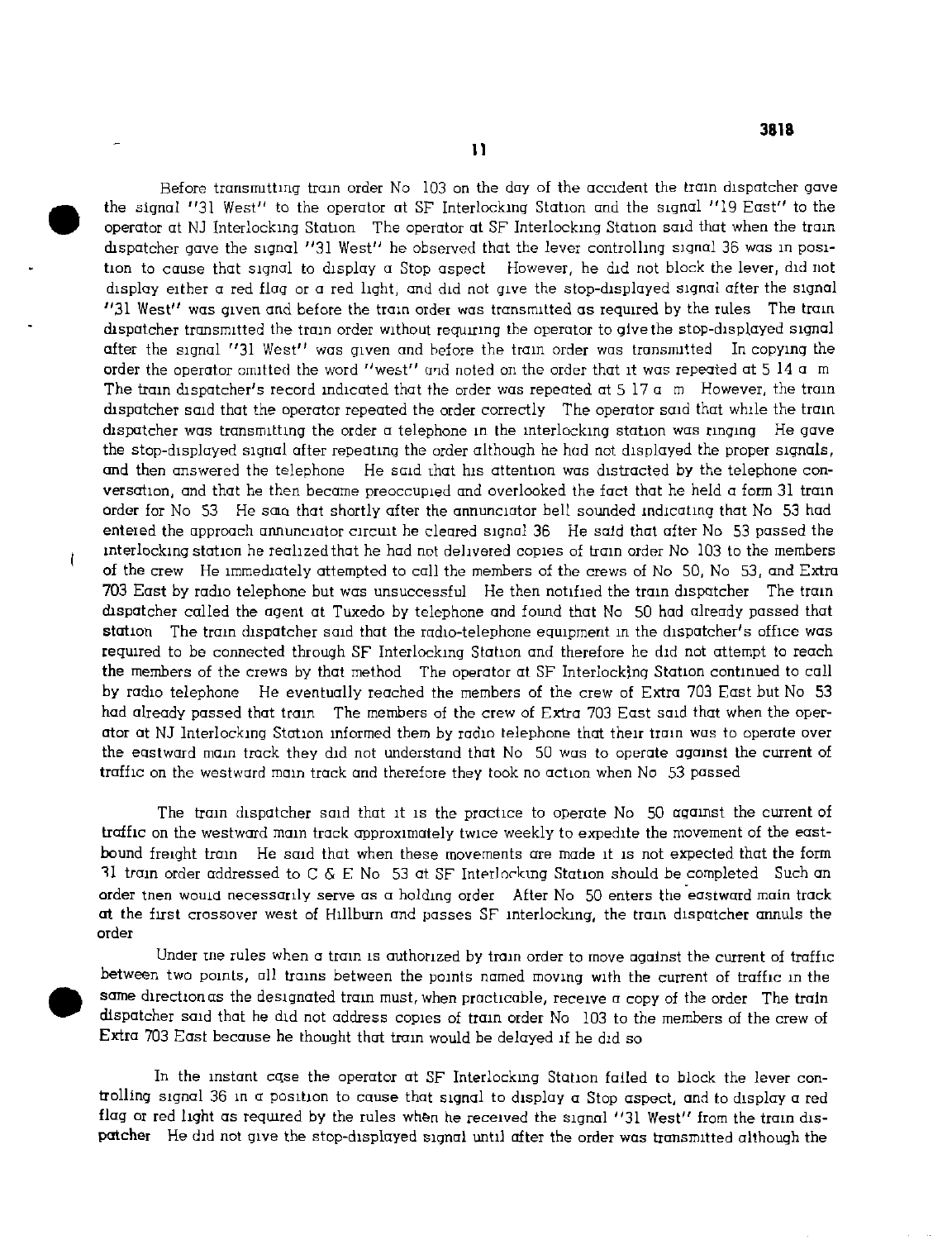Before transmitting train order No 103 on the day of the accident the train dispatcher gave the signal "31 West" to the operator at SF Interlocking Station and the signal "19 East" to the operator at NJ Interlocking Station The operator at SF Interlocking Station said that when the train dispatcher gave the signal "31 West" he observed that the lever controlling signal 36 was in position to cause that signal to display a Stop aspect However, he did not block the lever, did not display either a red flag or a red light, and did not give the stop-displayed signal after the signal "31 West" was given and before the train order was transmitted as required by the rules The train dispatcher transmitted the train order without requiring the operator to give the stop-displayed signal after the signal "31 West" was given and before the train order was transmitted In copying the order the operator omitted the word "west" and noted on the order that it was repeated at 5 14 a m The train dispatcher's record indicated that the order was repeated at 5 17 a m However, the train dispatcher said that the operator repeated the order correctly The operator said that while the train dispatcher was transmitting the order a telephone in the interlocking station was ringing He gave the stop-displayed signal after repeating the order although he had not displayed the proper signals, and then answered the telephone He said that his attention was distracted by the telephone conversation, and that he then became preoccupied and overlooked the fact that he held a form 31 train order for No 53 He said that shortly after the annunciator bell sounded indicating that No 53 had entered the approach annunciator circuit he cleared signal 36 He said that after No 53 passed the interlocking station he realized that he had not delivered copies of train order No 103 to the members of the crew He immediately attempted to call the members of the crews of No 50, No 53, and Extra 703 East by radio telephone but was unsuccessful He then notified the train dispatcher The train dispatcher called the agent at Tuxedo by telephone and found that No 50 had already passed that station The train dispatcher said that the radio-telephone equipment in the dispatcher's office was required to be connected through SF Interlocking Station and therefore he did not attempt to reach the members of the crews by that method The operator at SF Interlocking Station continued to call by radio telephone He eventually reached the members of the crew of Extra 703 East but No 53 had already passed that train The members of the crew of Extra 703 East said that when the operator at NJ Interlocking Station informed them by radio telephone that their train was to operate over the eastward main track they did not understand that No 50 was to operate against the current of traffic on the westward main track and therefore they took no action when No 53 passed

The train dispatcher said that it is the practice to operate No 50 against the current of traffic on the westward main track approximately twice weekly to expedite the movement of the eastbound freight train He said that when these movements are made it is not expected that the form 31 train order addressed to C & E No 53 at SF Interlocking Station should be completed Such an order then would necessarily serve as a holding order After No 50 enters the eastward main track at the first crossover west of Hillburn and passes SF interlocking, the train dispatcher annuls the order

Under the rules when a train is authorized by train order to move against the current of traffic between two points, all trains between the points named moving with the current of traffic in the same direction as the designated train must, when practicable, receive a copy of the order The train dispatcher said that he did not address copies of train order No 103 to the members of the crew of Extra 703 East because he thought that train would be delayed if he did so

In the instant case the operator at SF Interlocking Station failed to block the lever controlling signal 36 in a position to cause that signal to display a Stop aspect, and to display a red flag or red light as required by the rules when he received the signal "31 West" from the train dispatcher He did not give the stop-displayed signal until after the order was transmitted although the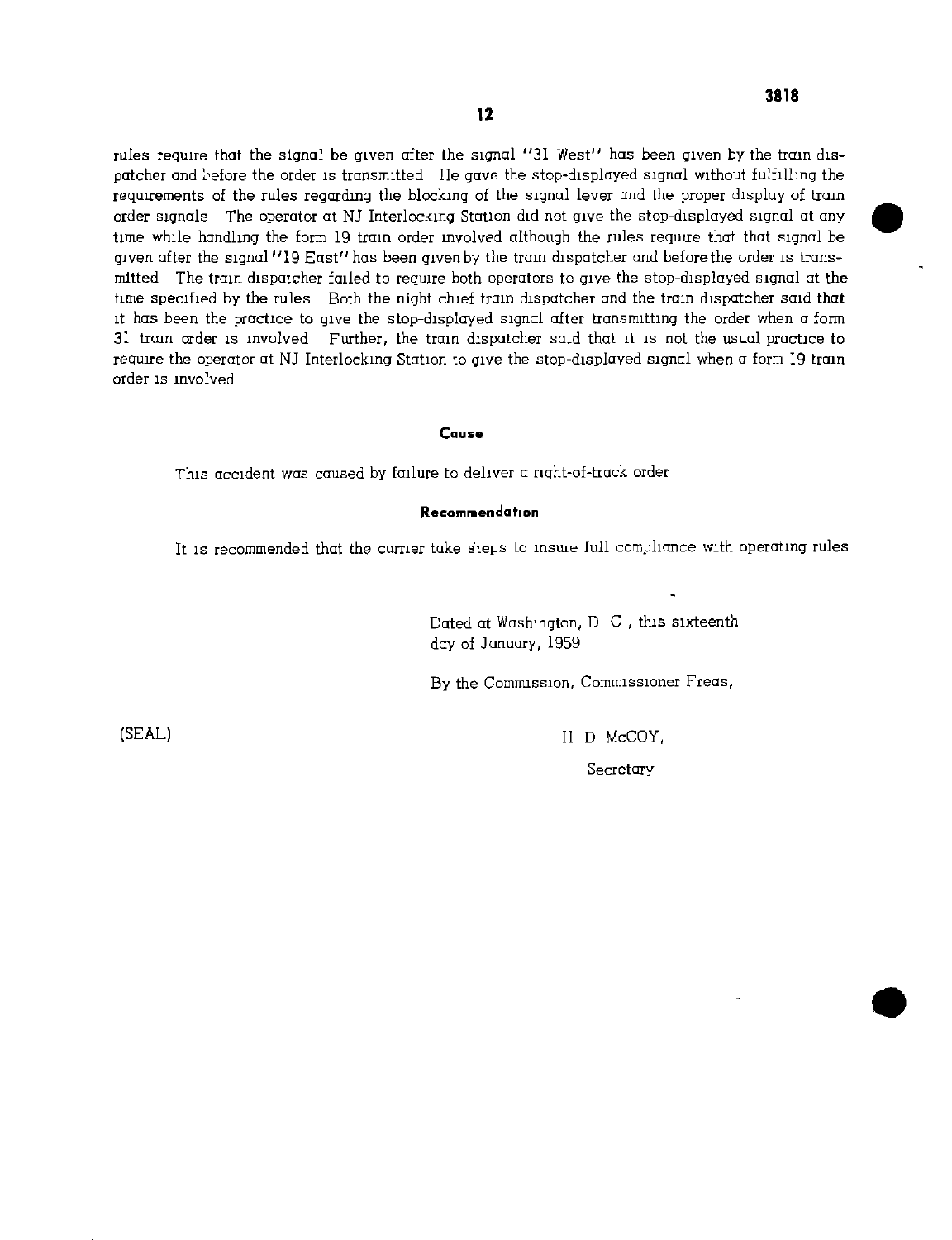rules require that the signal be given after the signal "31 West" has been given by the train dispatcher and before the order is transmitted He gave the stop-displayed signal without fulfilling the requirements of the rules regarding the blocking of the signal lever and the proper display of train order signals The operator at NJ Interlocking Station did not give the stop-displayed signal at any time while handling the form 19 train order involved although the rules require that that signal be given after the signal "19 East" has been given by the train dispatcher and before the order is transmitted The train dispatcher failed to require both operators to give the stop-displayed signal at the time specified by the rules Both the night chief train dispatcher and the train dispatcher said that it has been the practice to give the stop-displayed signal after transmitting the order when a form 31 train order is involved Further, the train dispatcher said that it is not the usual practice to require the operator at NJ Interlocking Station to give the stop-displayed signal when a form 19 train order is involved

**Cause**

This accident was caused by failure to deliver a right-of-track order

**Recommendation**

It is recommended that the carrier take steps to insure full compliance with operating rules

Dated at Washington, D C , this sixteenth day of January, 1959

By the Commission, Commissioner Freas,

(SEAL)

H D McCOY,

Secretary